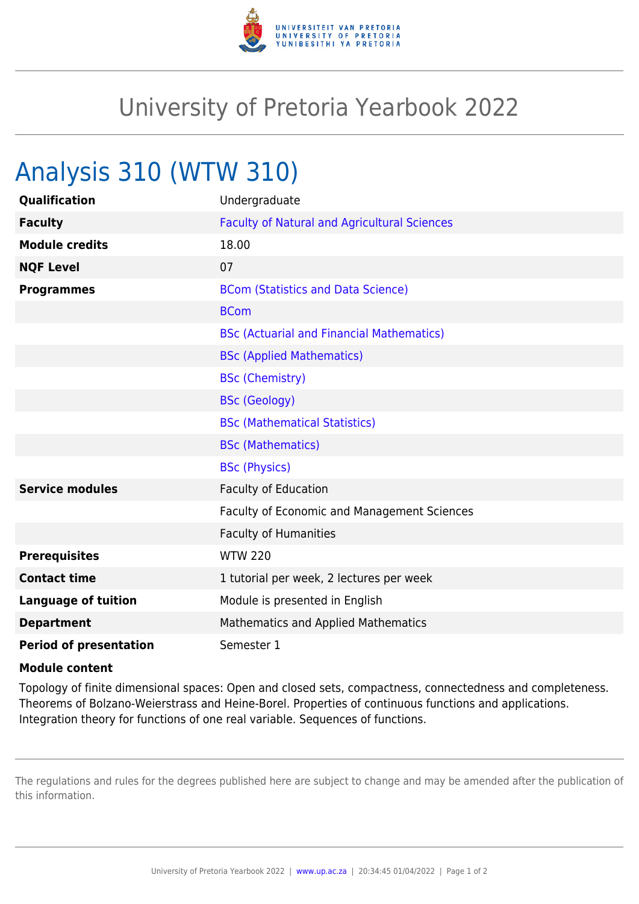# University of Pretoria Yearbook 2022

## Analysis 310 (WTW 310)

| | |
|---|---|
| **Qualification** | Undergraduate |
| **Faculty** | Faculty of Natural and Agricultural Sciences |
| **Module credits** | 18.00 |
| **NQF Level** | 07 |
| **Programmes** | BCom (Statistics and Data Science) |
| | BCom |
| | BSc (Actuarial and Financial Mathematics) |
| | BSc (Applied Mathematics) |
| | BSc (Chemistry) |
| | BSc (Geology) |
| | BSc (Mathematical Statistics) |
| | BSc (Mathematics) |
| | BSc (Physics) |
| **Service modules** | Faculty of Education |
| | Faculty of Economic and Management Sciences |
| | Faculty of Humanities |
| **Prerequisites** | WTW 220 |
| **Contact time** | 1 tutorial per week, 2 lectures per week |
| **Language of tuition** | Module is presented in English |
| **Department** | Mathematics and Applied Mathematics |
| **Period of presentation** | Semester 1 |

**Module content**

Topology of finite dimensional spaces: Open and closed sets, compactness, connectedness and completeness. Theorems of Bolzano-Weierstrass and Heine-Borel. Properties of continuous functions and applications. Integration theory for functions of one real variable. Sequences of functions.

The regulations and rules for the degrees published here are subject to change and may be amended after the publication of this information.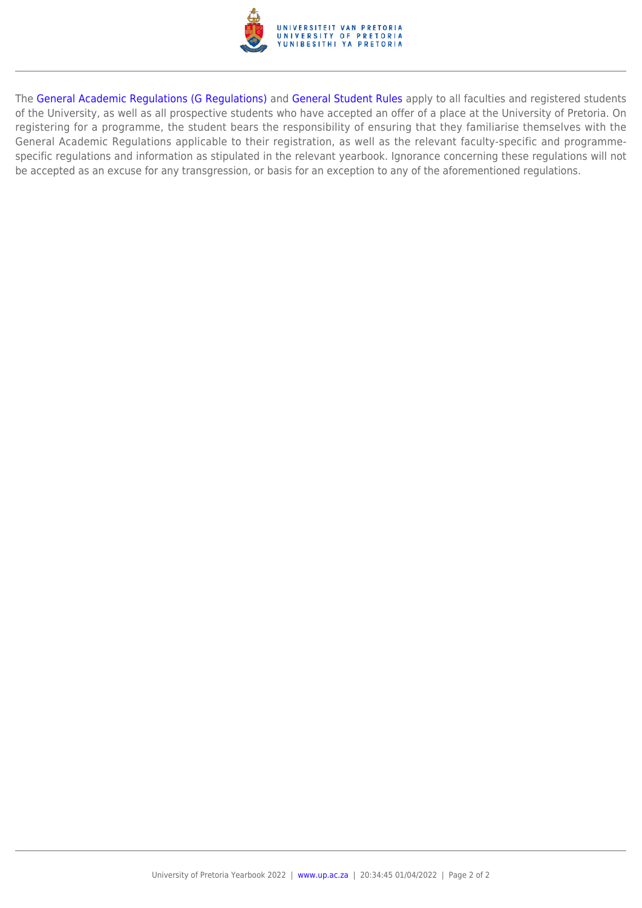The General Academic Regulations (G Regulations) and General Student Rules apply to all faculties and registered students of the University, as well as all prospective students who have accepted an offer of a place at the University of Pretoria. On registering for a programme, the student bears the responsibility of ensuring that they familiarise themselves with the General Academic Regulations applicable to their registration, as well as the relevant faculty-specific and programme-specific regulations and information as stipulated in the relevant yearbook. Ignorance concerning these regulations will not be accepted as an excuse for any transgression, or basis for an exception to any of the aforementioned regulations.